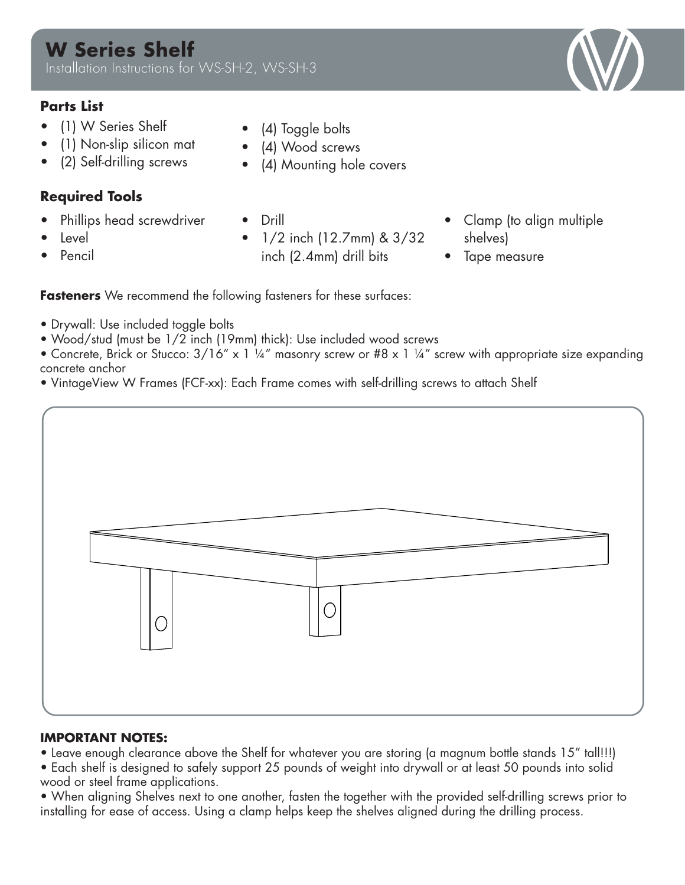# W Series Shelf

Installation Instructions for WS-SH-2, WS-SH-3

### Parts List

- (1) W Series Shelf
- (1) Non-slip silicon mat
- (2) Self-drilling screws
- (4) Toggle bolts
- (4) Wood screws
- (4) Mounting hole covers

### Required Tools

- Phillips head screwdriver
- Level
- Pencil
- Drill
- 1/2 inch (12.7mm) & 3/32 inch (2.4mm) drill bits
- Clamp (to align multiple shelves)
- Tape measure

**Fasteners** We recommend the following fasteners for these surfaces:

- Drywall: Use included toggle bolts
- Wood/stud (must be 1/2 inch (19mm) thick): Use included wood screws
- Concrete, Brick or Stucco: 3/16″ x 1 ¼″ masonry screw or #8 x 1 ¼″ screw with appropriate size expanding concrete anchor
- VintageView W Frames (FCF-xx): Each Frame comes with self-drilling screws to attach Shelf

**IMPORTANT NOTES:**

- Leave enough clearance above the Shelf for whatever you are storing (a magnum bottle stands 15″ tall!!!)
- Each shelf is designed to safely support 25 pounds of weight into drywall or at least 50 pounds into solid wood or steel frame applications.
- When aligning Shelves next to one another, fasten the together with the provided self-drilling screws prior to installing for ease of access. Using a clamp helps keep the shelves aligned during the drilling process.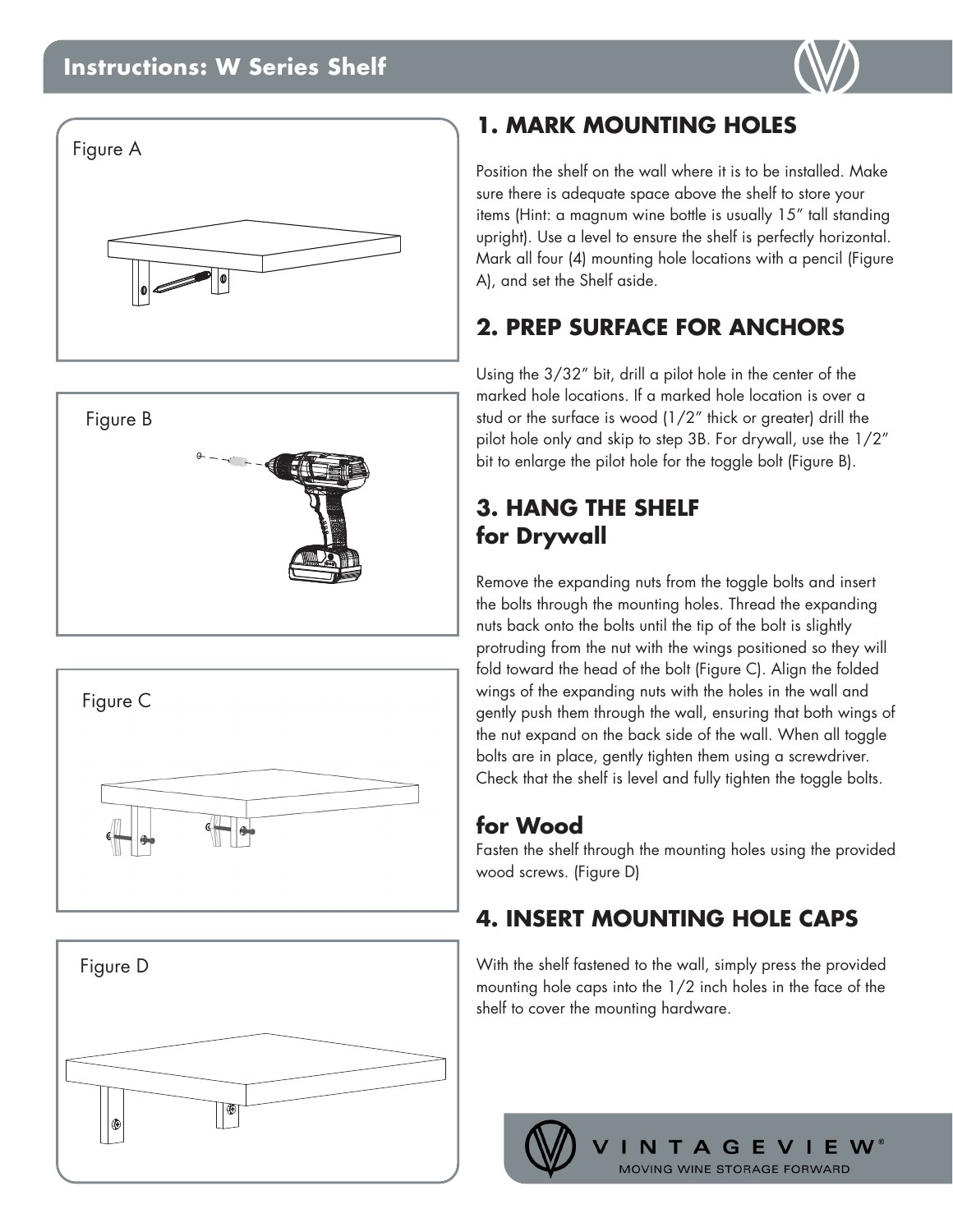# Instructions: W Series Shelf

Figure A

Figure B

Figure C

Figure D

## 1. MARK MOUNTING HOLES

Position the shelf on the wall where it is to be installed. Make sure there is adequate space above the shelf to store your items (Hint: a magnum wine bottle is usually 15" tall standing upright). Use a level to ensure the shelf is perfectly horizontal. Mark all four (4) mounting hole locations with a pencil (Figure A), and set the Shelf aside.

## 2. PREP SURFACE FOR ANCHORS

Using the 3/32" bit, drill a pilot hole in the center of the marked hole locations. If a marked hole location is over a stud or the surface is wood (1/2" thick or greater) drill the pilot hole only and skip to step 3B. For drywall, use the 1/2" bit to enlarge the pilot hole for the toggle bolt (Figure B).

## 3. HANG THE SHELF for Drywall

Remove the expanding nuts from the toggle bolts and insert the bolts through the mounting holes. Thread the expanding nuts back onto the bolts until the tip of the bolt is slightly protruding from the nut with the wings positioned so they will fold toward the head of the bolt (Figure C). Align the folded wings of the expanding nuts with the holes in the wall and gently push them through the wall, ensuring that both wings of the nut expand on the back side of the wall. When all toggle bolts are in place, gently tighten them using a screwdriver. Check that the shelf is level and fully tighten the toggle bolts.

### for Wood

Fasten the shelf through the mounting holes using the provided wood screws. (Figure D)

## 4. INSERT MOUNTING HOLE CAPS

With the shelf fastened to the wall, simply press the provided mounting hole caps into the 1/2 inch holes in the face of the shelf to cover the mounting hardware.

VINTAGEVIEW®
MOVING WINE STORAGE FORWARD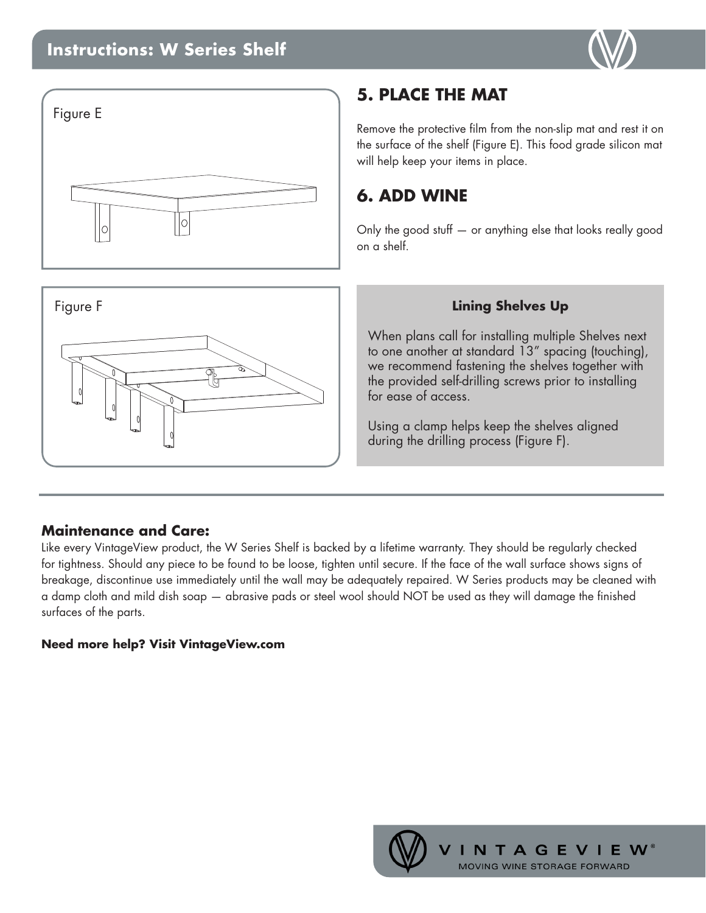Figure E

## 5. PLACE THE MAT

Remove the protective film from the non-slip mat and rest it on the surface of the shelf (Figure E). This food grade silicon mat will help keep your items in place.

## 6. ADD WINE

Only the good stuff — or anything else that looks really good on a shelf.

Figure F

**Lining Shelves Up**

When plans call for installing multiple Shelves next to one another at standard 13" spacing (touching), we recommend fastening the shelves together with the provided self-drilling screws prior to installing for ease of access.

Using a clamp helps keep the shelves aligned during the drilling process (Figure F).

---

### Maintenance and Care:

Like every VintageView product, the W Series Shelf is backed by a lifetime warranty. They should be regularly checked for tightness. Should any piece to be found to be loose, tighten until secure. If the face of the wall surface shows signs of breakage, discontinue use immediately until the wall may be adequately repaired. W Series products may be cleaned with a damp cloth and mild dish soap — abrasive pads or steel wool should NOT be used as they will damage the finished surfaces of the parts.

**Need more help? Visit VintageView.com**